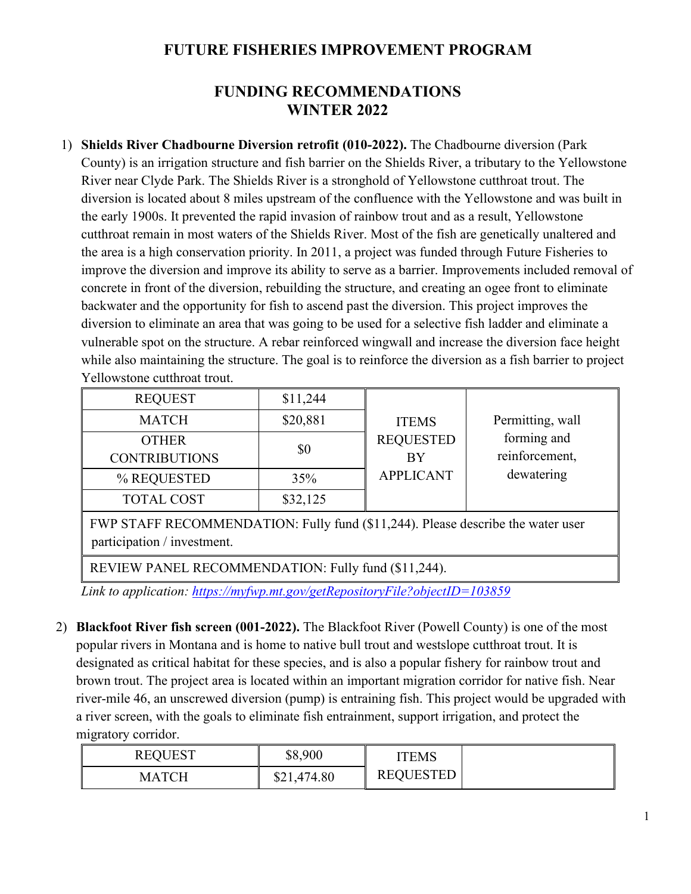# FUTURE FISHERIES IMPROVEMENT PROGRAM

## FUNDING RECOMMENDATIONS
## WINTER 2022

1) **Shields River Chadbourne Diversion retrofit (010-2022).** The Chadbourne diversion (Park County) is an irrigation structure and fish barrier on the Shields River, a tributary to the Yellowstone River near Clyde Park. The Shields River is a stronghold of Yellowstone cutthroat trout. The diversion is located about 8 miles upstream of the confluence with the Yellowstone and was built in the early 1900s. It prevented the rapid invasion of rainbow trout and as a result, Yellowstone cutthroat remain in most waters of the Shields River. Most of the fish are genetically unaltered and the area is a high conservation priority. In 2011, a project was funded through Future Fisheries to improve the diversion and improve its ability to serve as a barrier. Improvements included removal of concrete in front of the diversion, rebuilding the structure, and creating an ogee front to eliminate backwater and the opportunity for fish to ascend past the diversion. This project improves the diversion to eliminate an area that was going to be used for a selective fish ladder and eliminate a vulnerable spot on the structure. A rebar reinforced wingwall and increase the diversion face height while also maintaining the structure. The goal is to reinforce the diversion as a fish barrier to project Yellowstone cutthroat trout.

| REQUEST | $11,244 | ITEMS REQUESTED BY APPLICANT | Permitting, wall forming and reinforcement, dewatering |
|---|---|---|---|
| MATCH | $20,881 | | |
| OTHER CONTRIBUTIONS | $0 | | |
| % REQUESTED | 35% | | |
| TOTAL COST | $32,125 | | |
| FWP STAFF RECOMMENDATION: Fully fund ($11,244). Please describe the water user participation / investment. | | | |
| REVIEW PANEL RECOMMENDATION: Fully fund ($11,244). | | | |

*Link to application: https://myfwp.mt.gov/getRepositoryFile?objectID=103859*

2) **Blackfoot River fish screen (001-2022).** The Blackfoot River (Powell County) is one of the most popular rivers in Montana and is home to native bull trout and westslope cutthroat trout. It is designated as critical habitat for these species, and is also a popular fishery for rainbow trout and brown trout. The project area is located within an important migration corridor for native fish. Near river-mile 46, an unscrewed diversion (pump) is entraining fish. This project would be upgraded with a river screen, with the goals to eliminate fish entrainment, support irrigation, and protect the migratory corridor.

| REQUEST | $8,900 | ITEMS REQUESTED | |
|---|---|---|---|
| MATCH | $21,474.80 | | |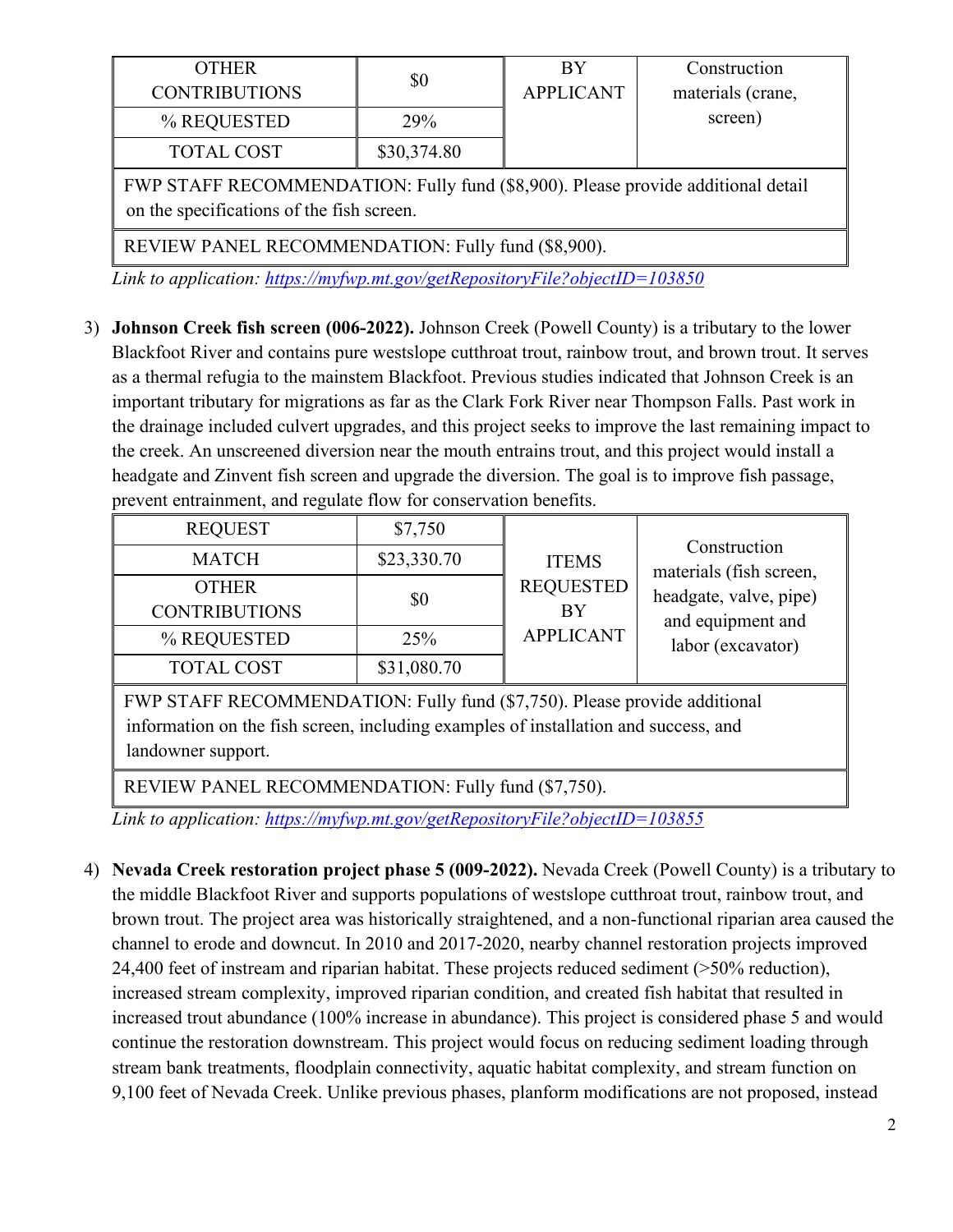| OTHER CONTRIBUTIONS | $0 | BY APPLICANT | Construction materials (crane, screen) |
|---|---|---|---|
| % REQUESTED | 29% | | |
| TOTAL COST | $30,374.80 | | |
| FWP STAFF RECOMMENDATION: Fully fund ($8,900). Please provide additional detail on the specifications of the fish screen. | | | |
| REVIEW PANEL RECOMMENDATION: Fully fund ($8,900). | | | |

*Link to application: https://myfwp.mt.gov/getRepositoryFile?objectID=103850*

3) **Johnson Creek fish screen (006-2022).** Johnson Creek (Powell County) is a tributary to the lower Blackfoot River and contains pure westslope cutthroat trout, rainbow trout, and brown trout. It serves as a thermal refugia to the mainstem Blackfoot. Previous studies indicated that Johnson Creek is an important tributary for migrations as far as the Clark Fork River near Thompson Falls. Past work in the drainage included culvert upgrades, and this project seeks to improve the last remaining impact to the creek. An unscreened diversion near the mouth entrains trout, and this project would install a headgate and Zinvent fish screen and upgrade the diversion. The goal is to improve fish passage, prevent entrainment, and regulate flow for conservation benefits.

| REQUEST | $7,750 | ITEMS REQUESTED BY APPLICANT | Construction materials (fish screen, headgate, valve, pipe) and equipment and labor (excavator) |
|---|---|---|---|
| MATCH | $23,330.70 | | |
| OTHER CONTRIBUTIONS | $0 | | |
| % REQUESTED | 25% | | |
| TOTAL COST | $31,080.70 | | |
| FWP STAFF RECOMMENDATION: Fully fund ($7,750). Please provide additional information on the fish screen, including examples of installation and success, and landowner support. | | | |
| REVIEW PANEL RECOMMENDATION: Fully fund ($7,750). | | | |

*Link to application: https://myfwp.mt.gov/getRepositoryFile?objectID=103855*

4) **Nevada Creek restoration project phase 5 (009-2022).** Nevada Creek (Powell County) is a tributary to the middle Blackfoot River and supports populations of westslope cutthroat trout, rainbow trout, and brown trout. The project area was historically straightened, and a non-functional riparian area caused the channel to erode and downcut. In 2010 and 2017-2020, nearby channel restoration projects improved 24,400 feet of instream and riparian habitat. These projects reduced sediment (>50% reduction), increased stream complexity, improved riparian condition, and created fish habitat that resulted in increased trout abundance (100% increase in abundance). This project is considered phase 5 and would continue the restoration downstream. This project would focus on reducing sediment loading through stream bank treatments, floodplain connectivity, aquatic habitat complexity, and stream function on 9,100 feet of Nevada Creek. Unlike previous phases, planform modifications are not proposed, instead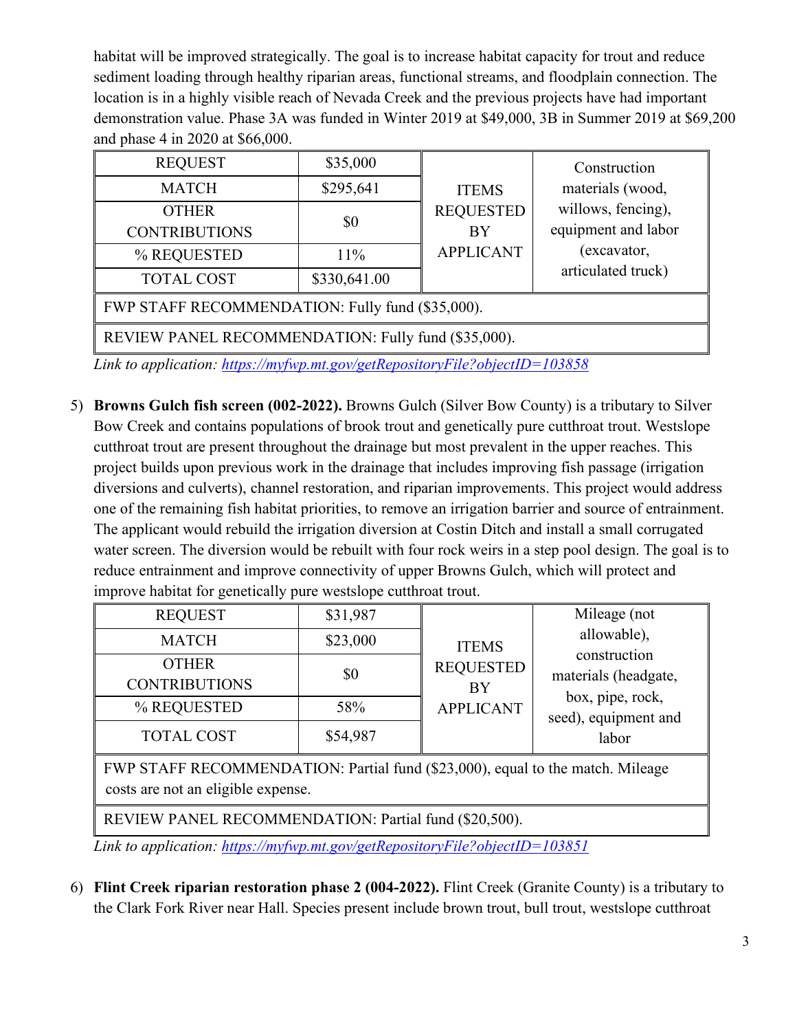habitat will be improved strategically. The goal is to increase habitat capacity for trout and reduce sediment loading through healthy riparian areas, functional streams, and floodplain connection. The location is in a highly visible reach of Nevada Creek and the previous projects have had important demonstration value. Phase 3A was funded in Winter 2019 at $49,000, 3B in Summer 2019 at $69,200 and phase 4 in 2020 at $66,000.

| REQUEST | $35,000 | ITEMS REQUESTED BY APPLICANT | Construction materials (wood, willows, fencing), equipment and labor (excavator, articulated truck) |
|---|---|---|---|
| MATCH | $295,641 | | |
| OTHER CONTRIBUTIONS | $0 | | |
| % REQUESTED | 11% | | |
| TOTAL COST | $330,641.00 | | |
| FWP STAFF RECOMMENDATION: Fully fund ($35,000). | | | |
| REVIEW PANEL RECOMMENDATION: Fully fund ($35,000). | | | |

*Link to application: https://myfwp.mt.gov/getRepositoryFile?objectID=103858*

5) **Browns Gulch fish screen (002-2022).** Browns Gulch (Silver Bow County) is a tributary to Silver Bow Creek and contains populations of brook trout and genetically pure cutthroat trout. Westslope cutthroat trout are present throughout the drainage but most prevalent in the upper reaches. This project builds upon previous work in the drainage that includes improving fish passage (irrigation diversions and culverts), channel restoration, and riparian improvements. This project would address one of the remaining fish habitat priorities, to remove an irrigation barrier and source of entrainment. The applicant would rebuild the irrigation diversion at Costin Ditch and install a small corrugated water screen. The diversion would be rebuilt with four rock weirs in a step pool design. The goal is to reduce entrainment and improve connectivity of upper Browns Gulch, which will protect and improve habitat for genetically pure westslope cutthroat trout.

| REQUEST | $31,987 | ITEMS REQUESTED BY APPLICANT | Mileage (not allowable), construction materials (headgate, box, pipe, rock, seed), equipment and labor |
|---|---|---|---|
| MATCH | $23,000 | | |
| OTHER CONTRIBUTIONS | $0 | | |
| % REQUESTED | 58% | | |
| TOTAL COST | $54,987 | | |
| FWP STAFF RECOMMENDATION: Partial fund ($23,000), equal to the match. Mileage costs are not an eligible expense. | | | |
| REVIEW PANEL RECOMMENDATION: Partial fund ($20,500). | | | |

*Link to application: https://myfwp.mt.gov/getRepositoryFile?objectID=103851*

6) **Flint Creek riparian restoration phase 2 (004-2022).** Flint Creek (Granite County) is a tributary to the Clark Fork River near Hall. Species present include brown trout, bull trout, westslope cutthroat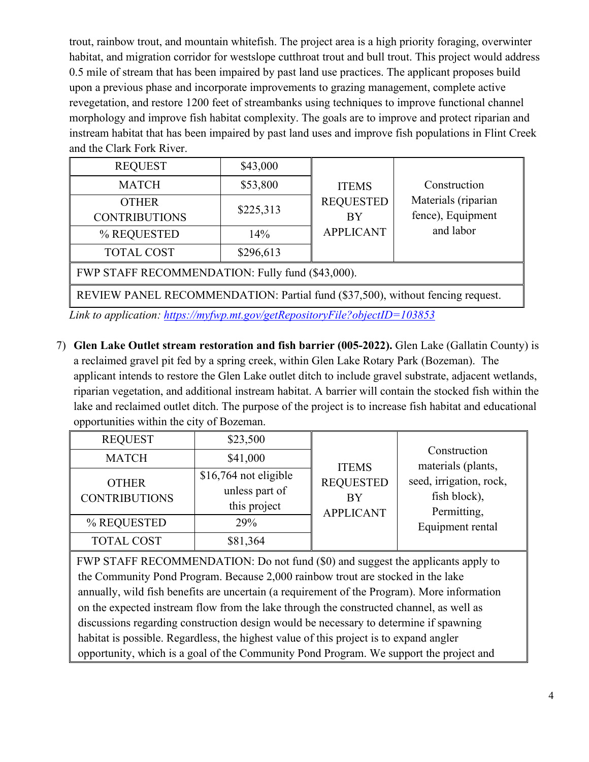trout, rainbow trout, and mountain whitefish. The project area is a high priority foraging, overwinter habitat, and migration corridor for westslope cutthroat trout and bull trout. This project would address 0.5 mile of stream that has been impaired by past land use practices. The applicant proposes build upon a previous phase and incorporate improvements to grazing management, complete active revegetation, and restore 1200 feet of streambanks using techniques to improve functional channel morphology and improve fish habitat complexity. The goals are to improve and protect riparian and instream habitat that has been impaired by past land uses and improve fish populations in Flint Creek and the Clark Fork River.

| REQUEST | $43,000 | ITEMS REQUESTED BY APPLICANT | Construction Materials (riparian fence), Equipment and labor |
|---|---|---|---|
| MATCH | $53,800 | | |
| OTHER CONTRIBUTIONS | $225,313 | | |
| % REQUESTED | 14% | | |
| TOTAL COST | $296,613 | | |
| FWP STAFF RECOMMENDATION: Fully fund ($43,000). | | | |
| REVIEW PANEL RECOMMENDATION: Partial fund ($37,500), without fencing request. | | | |

*Link to application:* *https://myfwp.mt.gov/getRepositoryFile?objectID=103853*

7) **Glen Lake Outlet stream restoration and fish barrier (005-2022).** Glen Lake (Gallatin County) is a reclaimed gravel pit fed by a spring creek, within Glen Lake Rotary Park (Bozeman). The applicant intends to restore the Glen Lake outlet ditch to include gravel substrate, adjacent wetlands, riparian vegetation, and additional instream habitat. A barrier will contain the stocked fish within the lake and reclaimed outlet ditch. The purpose of the project is to increase fish habitat and educational opportunities within the city of Bozeman.

| REQUEST | $23,500 | ITEMS REQUESTED BY APPLICANT | Construction materials (plants, seed, irrigation, rock, fish block), Permitting, Equipment rental |
|---|---|---|---|
| MATCH | $41,000 | | |
| OTHER CONTRIBUTIONS | $16,764 not eligible unless part of this project | | |
| % REQUESTED | 29% | | |
| TOTAL COST | $81,364 | | |
| FWP STAFF RECOMMENDATION: Do not fund ($0) and suggest the applicants apply to the Community Pond Program. Because 2,000 rainbow trout are stocked in the lake annually, wild fish benefits are uncertain (a requirement of the Program). More information on the expected instream flow from the lake through the constructed channel, as well as discussions regarding construction design would be necessary to determine if spawning habitat is possible. Regardless, the highest value of this project is to expand angler opportunity, which is a goal of the Community Pond Program. We support the project and | | | |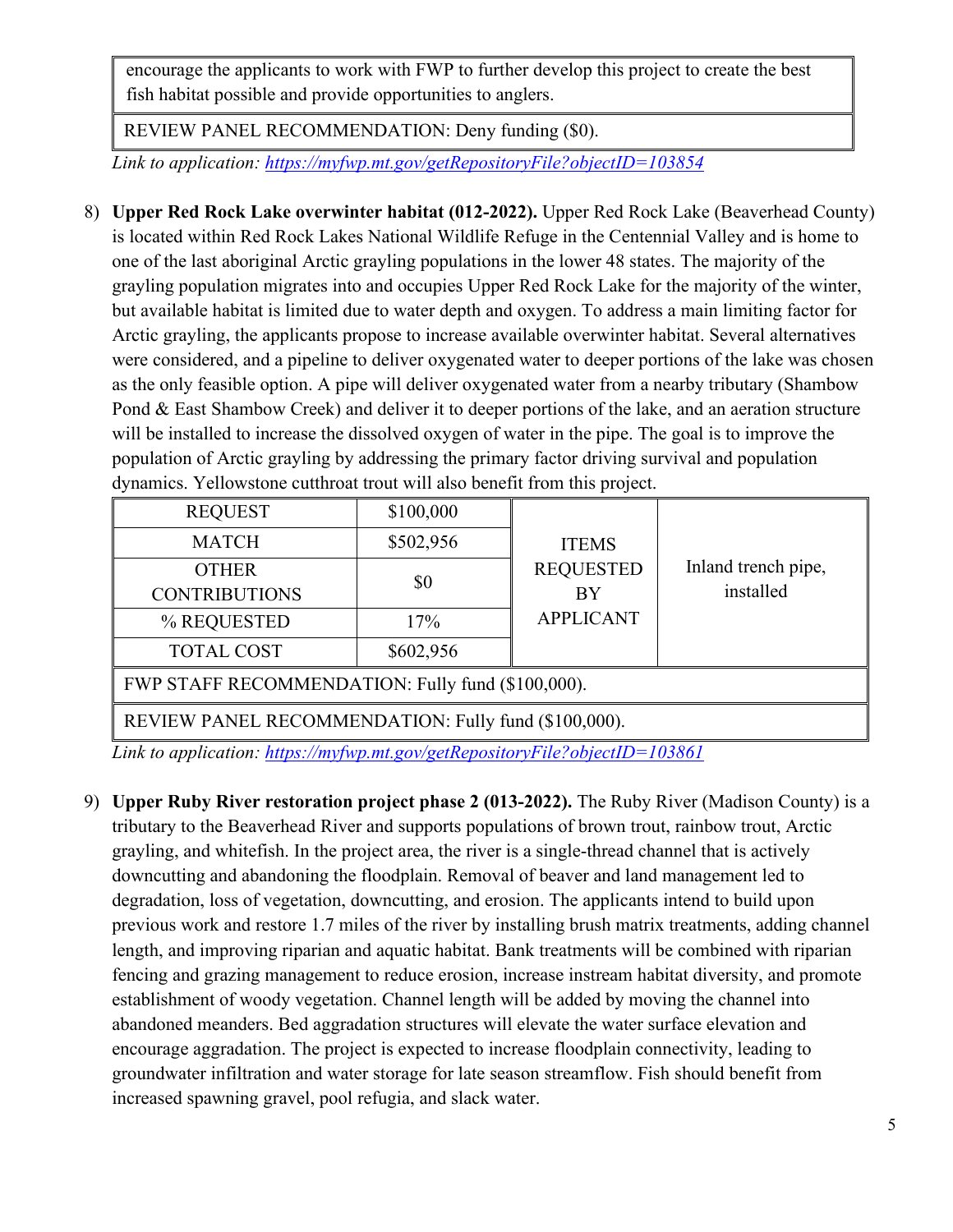| encourage the applicants to work with FWP to further develop this project to create the best fish habitat possible and provide opportunities to anglers. |
|---|
| REVIEW PANEL RECOMMENDATION: Deny funding ($0). |

*Link to application: https://myfwp.mt.gov/getRepositoryFile?objectID=103854*

8) **Upper Red Rock Lake overwinter habitat (012-2022).** Upper Red Rock Lake (Beaverhead County) is located within Red Rock Lakes National Wildlife Refuge in the Centennial Valley and is home to one of the last aboriginal Arctic grayling populations in the lower 48 states. The majority of the grayling population migrates into and occupies Upper Red Rock Lake for the majority of the winter, but available habitat is limited due to water depth and oxygen. To address a main limiting factor for Arctic grayling, the applicants propose to increase available overwinter habitat. Several alternatives were considered, and a pipeline to deliver oxygenated water to deeper portions of the lake was chosen as the only feasible option. A pipe will deliver oxygenated water from a nearby tributary (Shambow Pond & East Shambow Creek) and deliver it to deeper portions of the lake, and an aeration structure will be installed to increase the dissolved oxygen of water in the pipe. The goal is to improve the population of Arctic grayling by addressing the primary factor driving survival and population dynamics. Yellowstone cutthroat trout will also benefit from this project.

| REQUEST | $100,000 | ITEMS REQUESTED BY APPLICANT | Inland trench pipe, installed |
|---|---|---|---|
| MATCH | $502,956 | | |
| OTHER CONTRIBUTIONS | $0 | | |
| % REQUESTED | 17% | | |
| TOTAL COST | $602,956 | | |
| FWP STAFF RECOMMENDATION: Fully fund ($100,000). | | | |
| REVIEW PANEL RECOMMENDATION: Fully fund ($100,000). | | | |

*Link to application: https://myfwp.mt.gov/getRepositoryFile?objectID=103861*

9) **Upper Ruby River restoration project phase 2 (013-2022).** The Ruby River (Madison County) is a tributary to the Beaverhead River and supports populations of brown trout, rainbow trout, Arctic grayling, and whitefish. In the project area, the river is a single-thread channel that is actively downcutting and abandoning the floodplain. Removal of beaver and land management led to degradation, loss of vegetation, downcutting, and erosion. The applicants intend to build upon previous work and restore 1.7 miles of the river by installing brush matrix treatments, adding channel length, and improving riparian and aquatic habitat. Bank treatments will be combined with riparian fencing and grazing management to reduce erosion, increase instream habitat diversity, and promote establishment of woody vegetation. Channel length will be added by moving the channel into abandoned meanders. Bed aggradation structures will elevate the water surface elevation and encourage aggradation. The project is expected to increase floodplain connectivity, leading to groundwater infiltration and water storage for late season streamflow. Fish should benefit from increased spawning gravel, pool refugia, and slack water.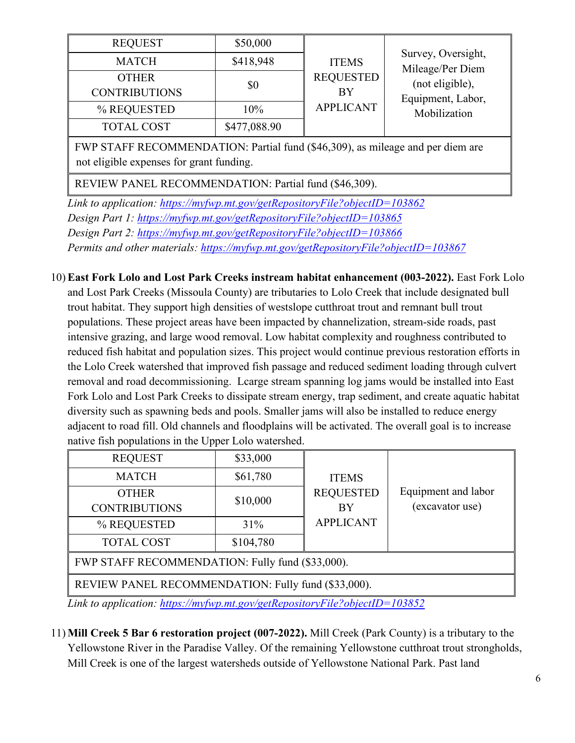| REQUEST | $50,000 | ITEMS REQUESTED BY APPLICANT | Survey, Oversight, Mileage/Per Diem (not eligible), Equipment, Labor, Mobilization |
|---|---|---|---|
| MATCH | $418,948 | | |
| OTHER CONTRIBUTIONS | $0 | | |
| % REQUESTED | 10% | | |
| TOTAL COST | $477,088.90 | | |
| FWP STAFF RECOMMENDATION: Partial fund ($46,309), as mileage and per diem are not eligible expenses for grant funding. | | | |
| REVIEW PANEL RECOMMENDATION: Partial fund ($46,309). | | | |

*Link to application: https://myfwp.mt.gov/getRepositoryFile?objectID=103862*
*Design Part 1: https://myfwp.mt.gov/getRepositoryFile?objectID=103865*
*Design Part 2: https://myfwp.mt.gov/getRepositoryFile?objectID=103866*
*Permits and other materials: https://myfwp.mt.gov/getRepositoryFile?objectID=103867*

10) **East Fork Lolo and Lost Park Creeks instream habitat enhancement (003-2022).** East Fork Lolo and Lost Park Creeks (Missoula County) are tributaries to Lolo Creek that include designated bull trout habitat. They support high densities of westslope cutthroat trout and remnant bull trout populations. These project areas have been impacted by channelization, stream-side roads, past intensive grazing, and large wood removal. Low habitat complexity and roughness contributed to reduced fish habitat and population sizes. This project would continue previous restoration efforts in the Lolo Creek watershed that improved fish passage and reduced sediment loading through culvert removal and road decommissioning. Lcarge stream spanning log jams would be installed into East Fork Lolo and Lost Park Creeks to dissipate stream energy, trap sediment, and create aquatic habitat diversity such as spawning beds and pools. Smaller jams will also be installed to reduce energy adjacent to road fill. Old channels and floodplains will be activated. The overall goal is to increase native fish populations in the Upper Lolo watershed.

| REQUEST | $33,000 | ITEMS REQUESTED BY APPLICANT | Equipment and labor (excavator use) |
|---|---|---|---|
| MATCH | $61,780 | | |
| OTHER CONTRIBUTIONS | $10,000 | | |
| % REQUESTED | 31% | | |
| TOTAL COST | $104,780 | | |
| FWP STAFF RECOMMENDATION: Fully fund ($33,000). | | | |
| REVIEW PANEL RECOMMENDATION: Fully fund ($33,000). | | | |

*Link to application: https://myfwp.mt.gov/getRepositoryFile?objectID=103852*

11) **Mill Creek 5 Bar 6 restoration project (007-2022).** Mill Creek (Park County) is a tributary to the Yellowstone River in the Paradise Valley. Of the remaining Yellowstone cutthroat trout strongholds, Mill Creek is one of the largest watersheds outside of Yellowstone National Park. Past land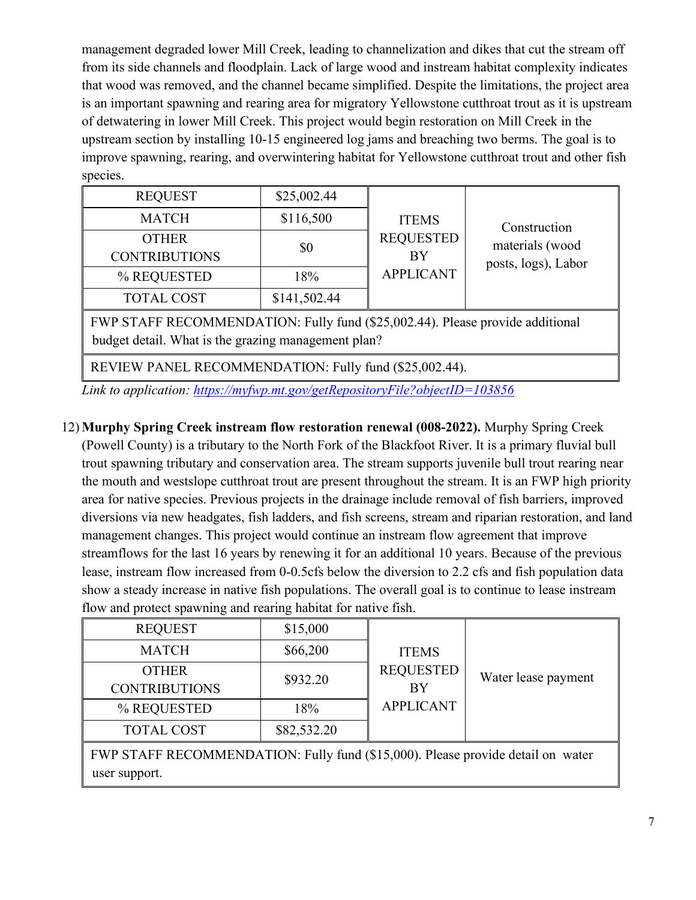management degraded lower Mill Creek, leading to channelization and dikes that cut the stream off from its side channels and floodplain. Lack of large wood and instream habitat complexity indicates that wood was removed, and the channel became simplified. Despite the limitations, the project area is an important spawning and rearing area for migratory Yellowstone cutthroat trout as it is upstream of detwatering in lower Mill Creek. This project would begin restoration on Mill Creek in the upstream section by installing 10-15 engineered log jams and breaching two berms. The goal is to improve spawning, rearing, and overwintering habitat for Yellowstone cutthroat trout and other fish species.

| REQUEST | $25,002.44 | ITEMS REQUESTED BY APPLICANT | Construction materials (wood posts, logs), Labor |
|---|---|---|---|
| MATCH | $116,500 | | |
| OTHER CONTRIBUTIONS | $0 | | |
| % REQUESTED | 18% | | |
| TOTAL COST | $141,502.44 | | |
| FWP STAFF RECOMMENDATION: Fully fund ($25,002.44). Please provide additional budget detail. What is the grazing management plan? | | | |
| REVIEW PANEL RECOMMENDATION: Fully fund ($25,002.44). | | | |

*Link to application: https://myfwp.mt.gov/getRepositoryFile?objectID=103856*

12) **Murphy Spring Creek instream flow restoration renewal (008-2022).** Murphy Spring Creek (Powell County) is a tributary to the North Fork of the Blackfoot River. It is a primary fluvial bull trout spawning tributary and conservation area. The stream supports juvenile bull trout rearing near the mouth and westslope cutthroat trout are present throughout the stream. It is an FWP high priority area for native species. Previous projects in the drainage include removal of fish barriers, improved diversions via new headgates, fish ladders, and fish screens, stream and riparian restoration, and land management changes. This project would continue an instream flow agreement that improve streamflows for the last 16 years by renewing it for an additional 10 years. Because of the previous lease, instream flow increased from 0-0.5cfs below the diversion to 2.2 cfs and fish population data show a steady increase in native fish populations. The overall goal is to continue to lease instream flow and protect spawning and rearing habitat for native fish.

| REQUEST | $15,000 | ITEMS REQUESTED BY APPLICANT | Water lease payment |
|---|---|---|---|
| MATCH | $66,200 | | |
| OTHER CONTRIBUTIONS | $932.20 | | |
| % REQUESTED | 18% | | |
| TOTAL COST | $82,532.20 | | |
| FWP STAFF RECOMMENDATION: Fully fund ($15,000). Please provide detail on water user support. | | | |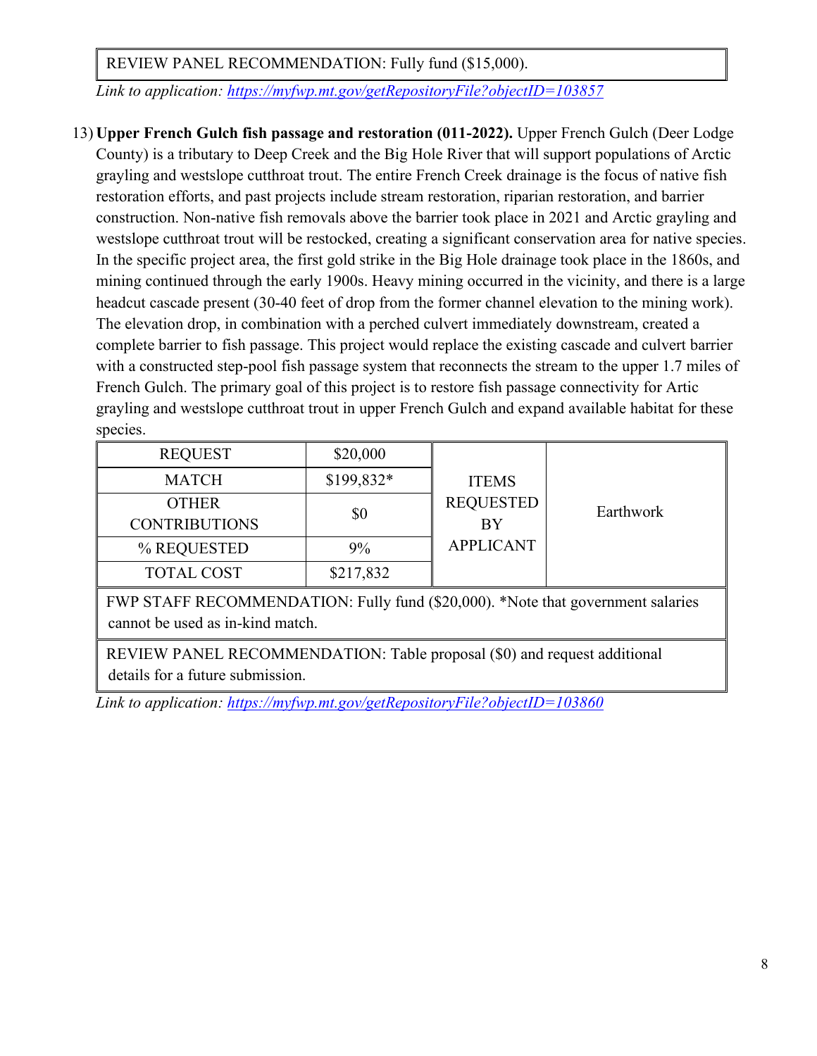| REVIEW PANEL RECOMMENDATION: Fully fund ($15,000). |
|---|

*Link to application: https://myfwp.mt.gov/getRepositoryFile?objectID=103857*

13) **Upper French Gulch fish passage and restoration (011-2022).** Upper French Gulch (Deer Lodge County) is a tributary to Deep Creek and the Big Hole River that will support populations of Arctic grayling and westslope cutthroat trout. The entire French Creek drainage is the focus of native fish restoration efforts, and past projects include stream restoration, riparian restoration, and barrier construction. Non-native fish removals above the barrier took place in 2021 and Arctic grayling and westslope cutthroat trout will be restocked, creating a significant conservation area for native species. In the specific project area, the first gold strike in the Big Hole drainage took place in the 1860s, and mining continued through the early 1900s. Heavy mining occurred in the vicinity, and there is a large headcut cascade present (30-40 feet of drop from the former channel elevation to the mining work). The elevation drop, in combination with a perched culvert immediately downstream, created a complete barrier to fish passage. This project would replace the existing cascade and culvert barrier with a constructed step-pool fish passage system that reconnects the stream to the upper 1.7 miles of French Gulch. The primary goal of this project is to restore fish passage connectivity for Artic grayling and westslope cutthroat trout in upper French Gulch and expand available habitat for these species.

| | | | |
|---|---|---|---|
| REQUEST | $20,000 | ITEMS REQUESTED BY APPLICANT | Earthwork |
| MATCH | $199,832* | | |
| OTHER CONTRIBUTIONS | $0 | | |
| % REQUESTED | 9% | | |
| TOTAL COST | $217,832 | | |
| FWP STAFF RECOMMENDATION: Fully fund ($20,000). *Note that government salaries cannot be used as in-kind match. | | | |
| REVIEW PANEL RECOMMENDATION: Table proposal ($0) and request additional details for a future submission. | | | |

*Link to application: https://myfwp.mt.gov/getRepositoryFile?objectID=103860*